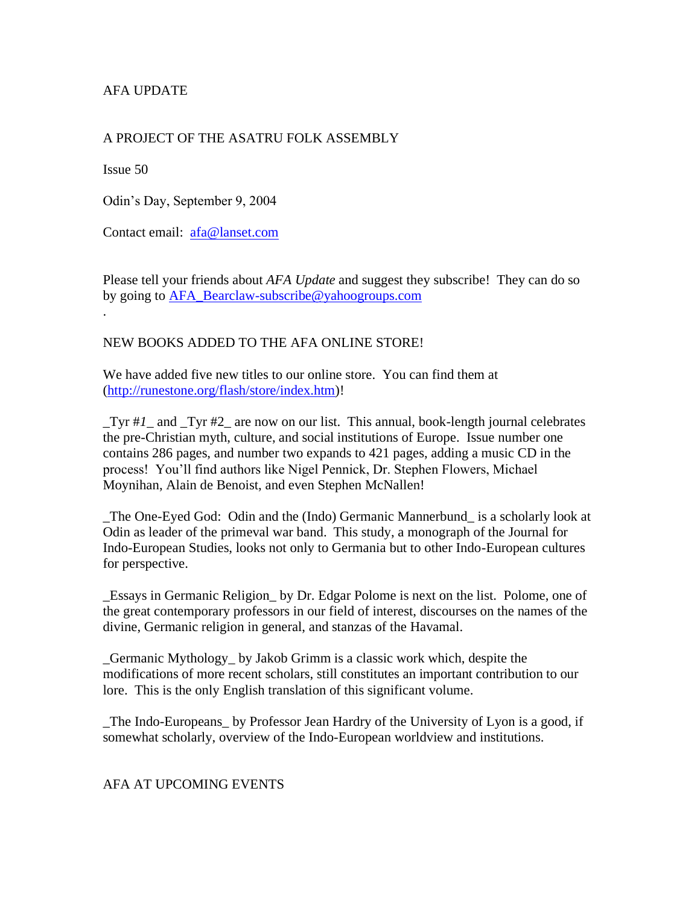AFA UPDATE

A PROJECT OF THE ASATRU FOLK ASSEMBLY

Issue 50

Odin's Day, September 9, 2004

Contact email: afa@lanset.com

Please tell your friends about *AFA Update* and suggest they subscribe! They can do so by going to AFA_Bearclaw-subscribe@yahoogroups.com

.

NEW BOOKS ADDED TO THE AFA ONLINE STORE!

We have added five new titles to our online store. You can find them at (http://runestone.org/flash/store/index.htm)!

_Tyr #*1*_ and _Tyr #2_ are now on our list. This annual, book-length journal celebrates the pre-Christian myth, culture, and social institutions of Europe. Issue number one contains 286 pages, and number two expands to 421 pages, adding a music CD in the process! You'll find authors like Nigel Pennick, Dr. Stephen Flowers, Michael Moynihan, Alain de Benoist, and even Stephen McNallen!

_The One-Eyed God: Odin and the (Indo) Germanic Mannerbund_ is a scholarly look at Odin as leader of the primeval war band. This study, a monograph of the Journal for Indo-European Studies, looks not only to Germania but to other Indo-European cultures for perspective.

_Essays in Germanic Religion_ by Dr. Edgar Polome is next on the list. Polome, one of the great contemporary professors in our field of interest, discourses on the names of the divine, Germanic religion in general, and stanzas of the Havamal.

_Germanic Mythology_ by Jakob Grimm is a classic work which, despite the modifications of more recent scholars, still constitutes an important contribution to our lore. This is the only English translation of this significant volume.

_The Indo-Europeans_ by Professor Jean Hardry of the University of Lyon is a good, if somewhat scholarly, overview of the Indo-European worldview and institutions.

AFA AT UPCOMING EVENTS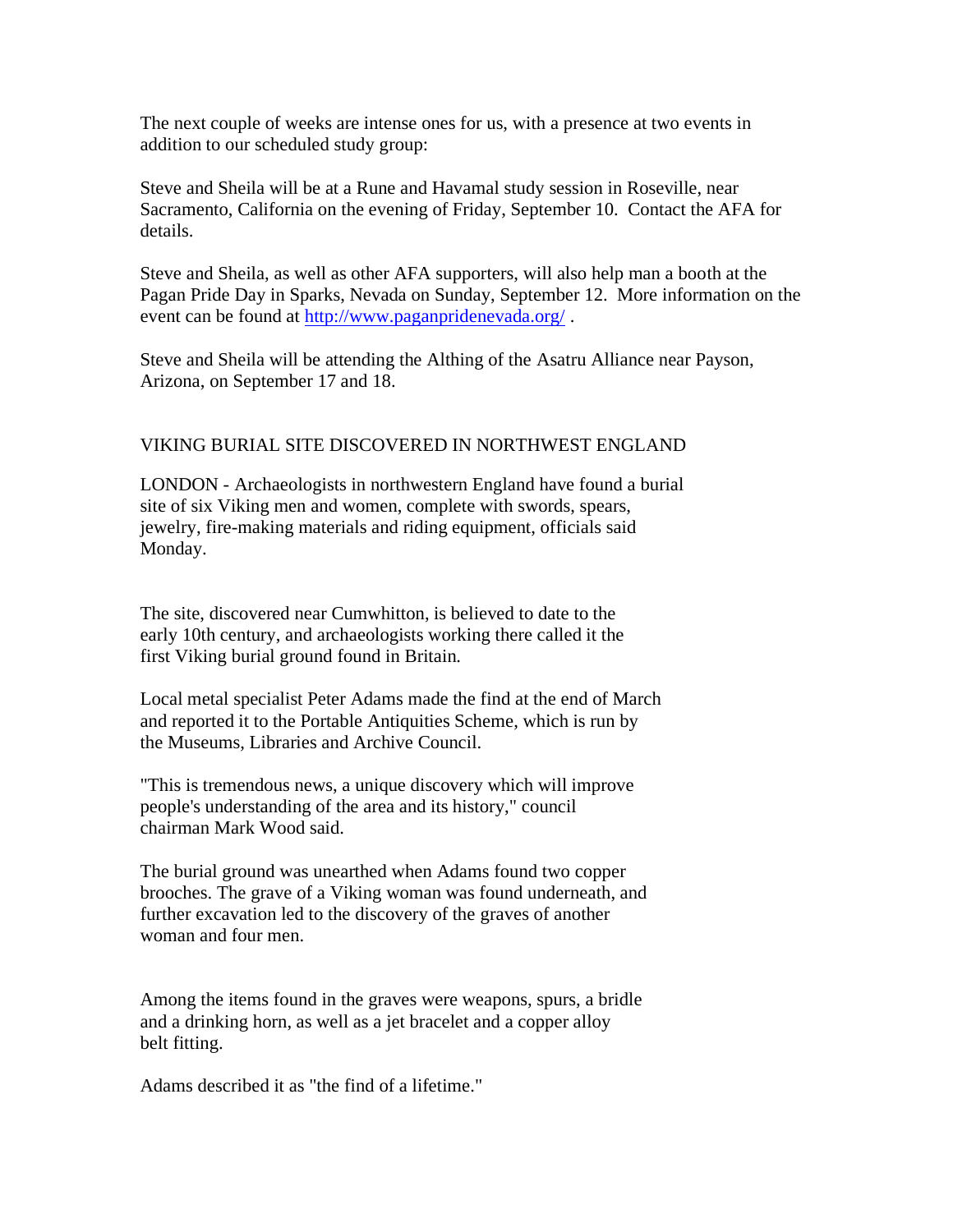The next couple of weeks are intense ones for us, with a presence at two events in addition to our scheduled study group:

Steve and Sheila will be at a Rune and Havamal study session in Roseville, near Sacramento, California on the evening of Friday, September 10. Contact the AFA for details.

Steve and Sheila, as well as other AFA supporters, will also help man a booth at the Pagan Pride Day in Sparks, Nevada on Sunday, September 12. More information on the event can be found at http://www.paganpridenevada.org/ .

Steve and Sheila will be attending the Althing of the Asatru Alliance near Payson, Arizona, on September 17 and 18.

## VIKING BURIAL SITE DISCOVERED IN NORTHWEST ENGLAND

LONDON - Archaeologists in northwestern England have found a burial site of six Viking men and women, complete with swords, spears, jewelry, fire-making materials and riding equipment, officials said Monday.

The site, discovered near Cumwhitton, is believed to date to the early 10th century, and archaeologists working there called it the first Viking burial ground found in Britain.

Local metal specialist Peter Adams made the find at the end of March and reported it to the Portable Antiquities Scheme, which is run by the Museums, Libraries and Archive Council.

"This is tremendous news, a unique discovery which will improve people's understanding of the area and its history," council chairman Mark Wood said.

The burial ground was unearthed when Adams found two copper brooches. The grave of a Viking woman was found underneath, and further excavation led to the discovery of the graves of another woman and four men.

Among the items found in the graves were weapons, spurs, a bridle and a drinking horn, as well as a jet bracelet and a copper alloy belt fitting.

Adams described it as "the find of a lifetime."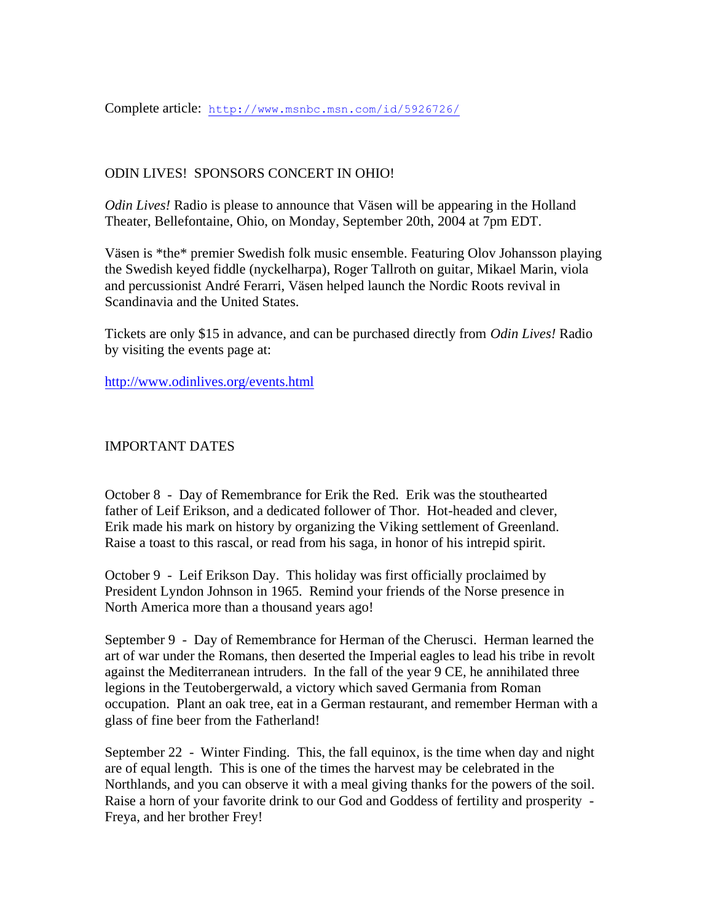Complete article: http://www.msnbc.msn.com/id/5926726/

ODIN LIVES! SPONSORS CONCERT IN OHIO!

*Odin Lives!* Radio is please to announce that Väsen will be appearing in the Holland Theater, Bellefontaine, Ohio, on Monday, September 20th, 2004 at 7pm EDT.

Väsen is *the* premier Swedish folk music ensemble. Featuring Olov Johansson playing the Swedish keyed fiddle (nyckelharpa), Roger Tallroth on guitar, Mikael Marin, viola and percussionist André Ferarri, Väsen helped launch the Nordic Roots revival in Scandinavia and the United States.

Tickets are only $15 in advance, and can be purchased directly from *Odin Lives!* Radio by visiting the events page at:

http://www.odinlives.org/events.html

IMPORTANT DATES

October 8 - Day of Remembrance for Erik the Red. Erik was the stouthearted father of Leif Erikson, and a dedicated follower of Thor. Hot-headed and clever, Erik made his mark on history by organizing the Viking settlement of Greenland. Raise a toast to this rascal, or read from his saga, in honor of his intrepid spirit.

October 9 - Leif Erikson Day. This holiday was first officially proclaimed by President Lyndon Johnson in 1965. Remind your friends of the Norse presence in North America more than a thousand years ago!

September 9 - Day of Remembrance for Herman of the Cherusci. Herman learned the art of war under the Romans, then deserted the Imperial eagles to lead his tribe in revolt against the Mediterranean intruders. In the fall of the year 9 CE, he annihilated three legions in the Teutobergerwald, a victory which saved Germania from Roman occupation. Plant an oak tree, eat in a German restaurant, and remember Herman with a glass of fine beer from the Fatherland!

September 22 - Winter Finding. This, the fall equinox, is the time when day and night are of equal length. This is one of the times the harvest may be celebrated in the Northlands, and you can observe it with a meal giving thanks for the powers of the soil. Raise a horn of your favorite drink to our God and Goddess of fertility and prosperity - Freya, and her brother Frey!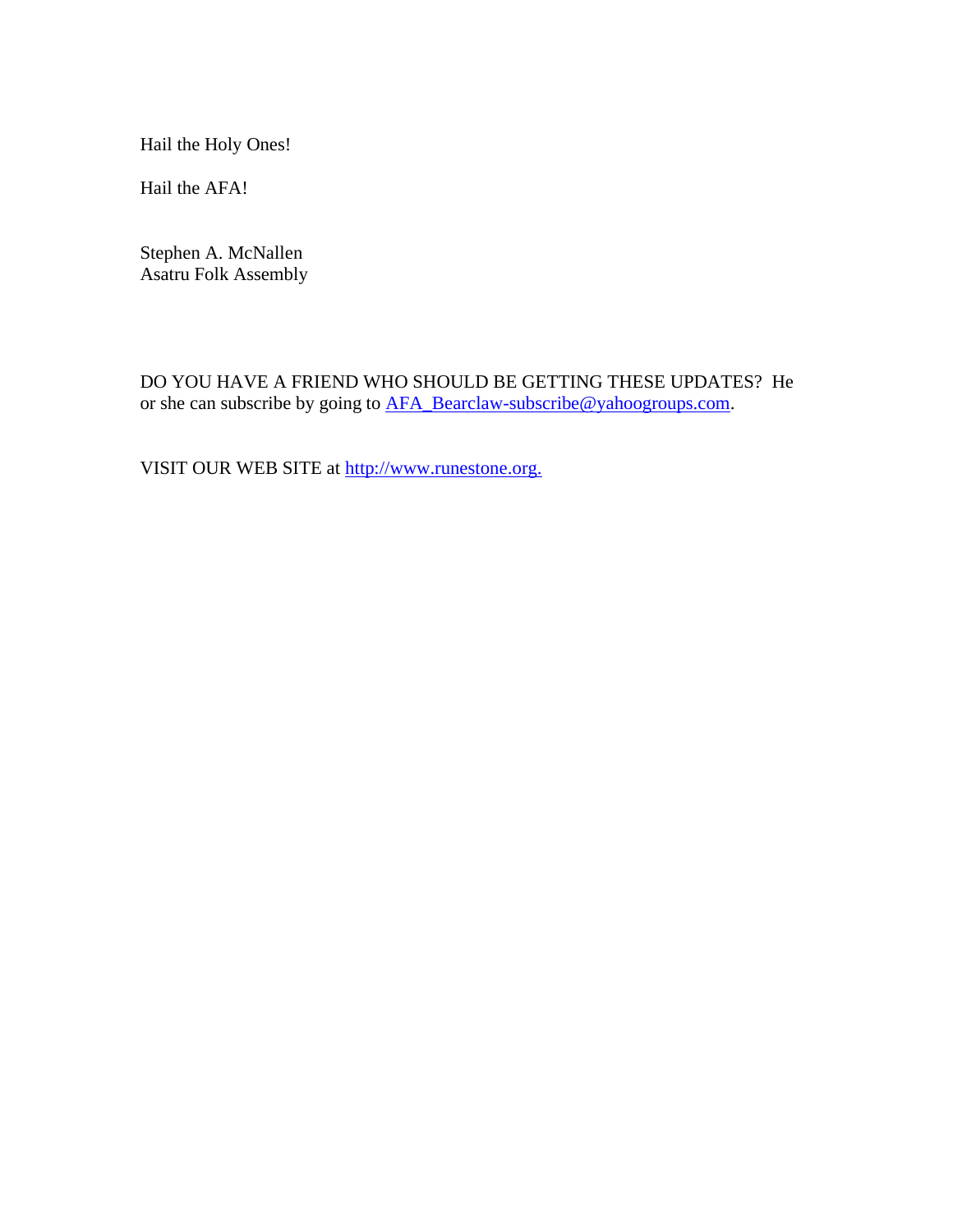Hail the Holy Ones!

Hail the AFA!

Stephen A. McNallen
Asatru Folk Assembly

DO YOU HAVE A FRIEND WHO SHOULD BE GETTING THESE UPDATES? He or she can subscribe by going to AFA_Bearclaw-subscribe@yahoogroups.com.

VISIT OUR WEB SITE at http://www.runestone.org.